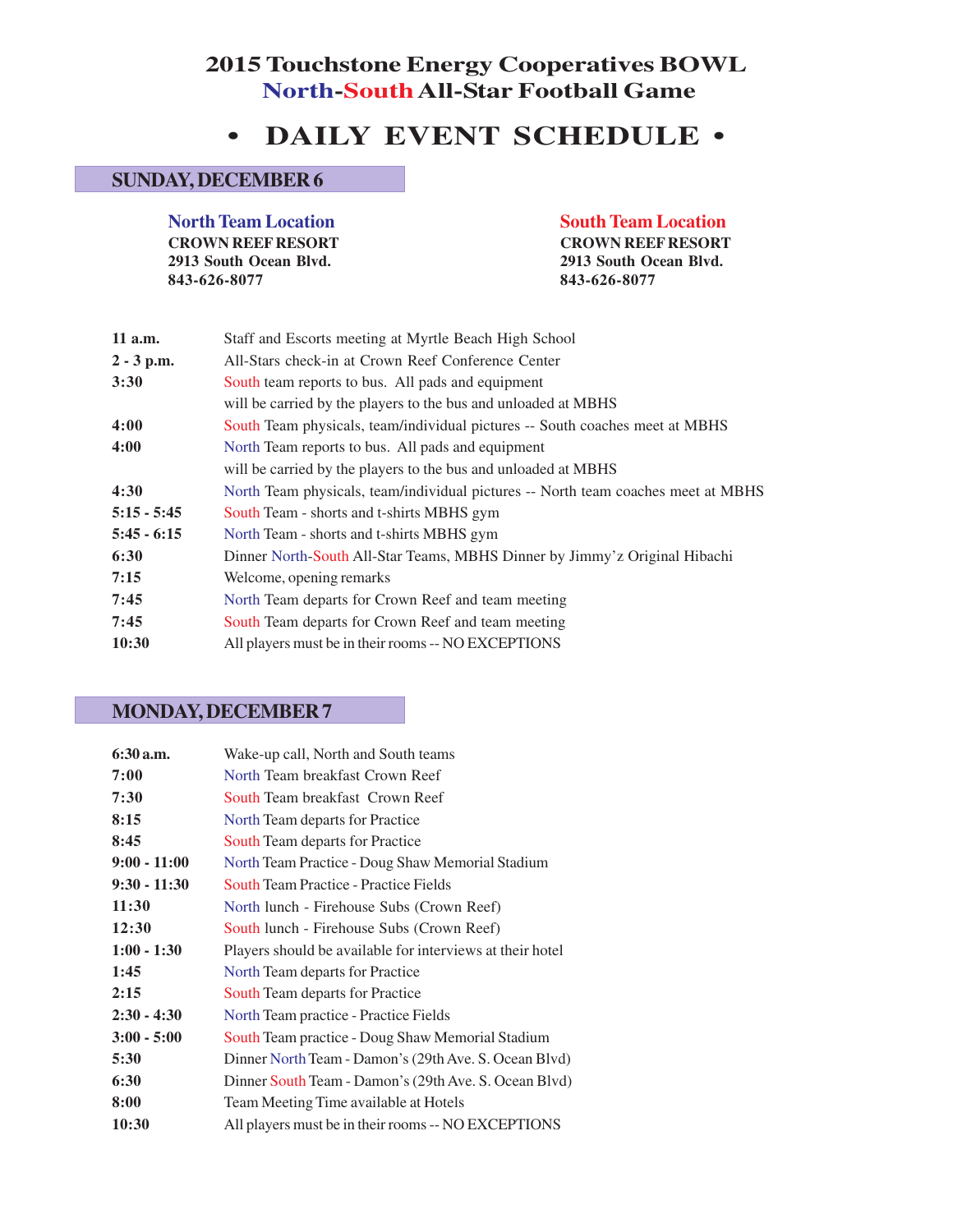# 2015 Touchstone Energy Cooperatives BOWL
# North-South All-Star Football Game

## • DAILY EVENT SCHEDULE •

### SUNDAY, DECEMBER 6

**North Team Location**
**CROWN REEF RESORT**
**2913 South Ocean Blvd.**
**843-626-8077**

**South Team Location**
**CROWN REEF RESORT**
**2913 South Ocean Blvd.**
**843-626-8077**

| | |
|---|---|
| **11 a.m.** | Staff and Escorts meeting at Myrtle Beach High School |
| **2 - 3 p.m.** | All-Stars check-in at Crown Reef Conference Center |
| **3:30** | South team reports to bus. All pads and equipment will be carried by the players to the bus and unloaded at MBHS |
| **4:00** | South Team physicals, team/individual pictures -- South coaches meet at MBHS |
| **4:00** | North Team reports to bus. All pads and equipment will be carried by the players to the bus and unloaded at MBHS |
| **4:30** | North Team physicals, team/individual pictures -- North team coaches meet at MBHS |
| **5:15 - 5:45** | South Team - shorts and t-shirts MBHS gym |
| **5:45 - 6:15** | North Team - shorts and t-shirts MBHS gym |
| **6:30** | Dinner North-South All-Star Teams, MBHS Dinner by Jimmy'z Original Hibachi |
| **7:15** | Welcome, opening remarks |
| **7:45** | North Team departs for Crown Reef and team meeting |
| **7:45** | South Team departs for Crown Reef and team meeting |
| **10:30** | All players must be in their rooms -- NO EXCEPTIONS |

### MONDAY, DECEMBER 7

| | |
|---|---|
| **6:30 a.m.** | Wake-up call, North and South teams |
| **7:00** | North Team breakfast Crown Reef |
| **7:30** | South Team breakfast Crown Reef |
| **8:15** | North Team departs for Practice |
| **8:45** | South Team departs for Practice |
| **9:00 - 11:00** | North Team Practice - Doug Shaw Memorial Stadium |
| **9:30 - 11:30** | South Team Practice - Practice Fields |
| **11:30** | North lunch - Firehouse Subs (Crown Reef) |
| **12:30** | South lunch - Firehouse Subs (Crown Reef) |
| **1:00 - 1:30** | Players should be available for interviews at their hotel |
| **1:45** | North Team departs for Practice |
| **2:15** | South Team departs for Practice |
| **2:30 - 4:30** | North Team practice - Practice Fields |
| **3:00 - 5:00** | South Team practice - Doug Shaw Memorial Stadium |
| **5:30** | Dinner North Team - Damon's (29th Ave. S. Ocean Blvd) |
| **6:30** | Dinner South Team - Damon's (29th Ave. S. Ocean Blvd) |
| **8:00** | Team Meeting Time available at Hotels |
| **10:30** | All players must be in their rooms -- NO EXCEPTIONS |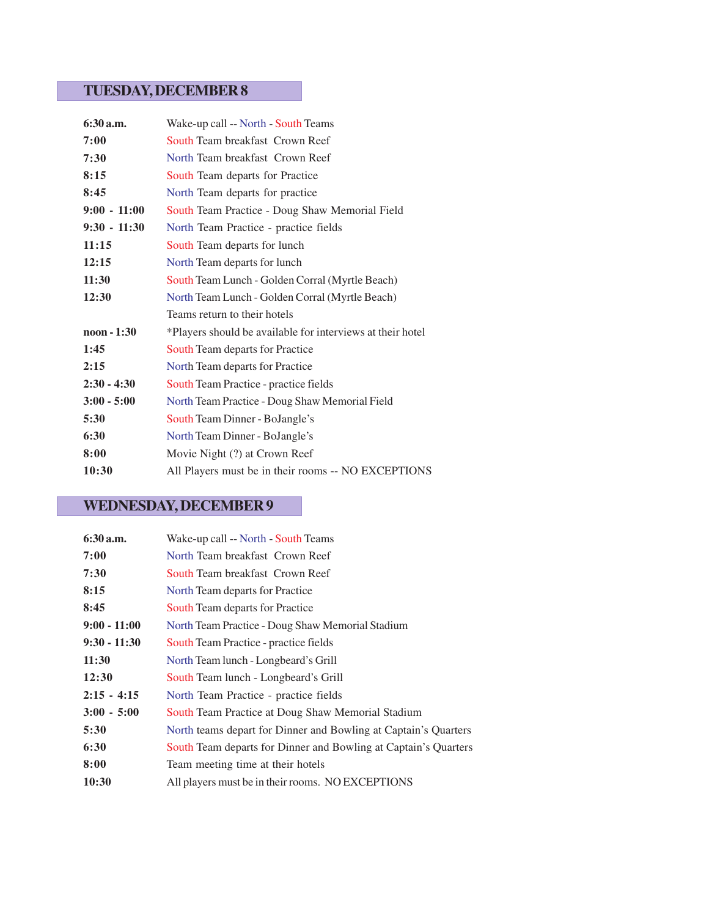## TUESDAY, DECEMBER 8

| | |
|---|---|
| **6:30 a.m.** | Wake-up call -- North - South Teams |
| **7:00** | South Team breakfast Crown Reef |
| **7:30** | North Team breakfast Crown Reef |
| **8:15** | South Team departs for Practice |
| **8:45** | North Team departs for practice |
| **9:00 - 11:00** | South Team Practice - Doug Shaw Memorial Field |
| **9:30 - 11:30** | North Team Practice - practice fields |
| **11:15** | South Team departs for lunch |
| **12:15** | North Team departs for lunch |
| **11:30** | South Team Lunch - Golden Corral (Myrtle Beach) |
| **12:30** | North Team Lunch - Golden Corral (Myrtle Beach) |
| | Teams return to their hotels |
| **noon - 1:30** | *Players should be available for interviews at their hotel |
| **1:45** | South Team departs for Practice |
| **2:15** | North Team departs for Practice |
| **2:30 - 4:30** | South Team Practice - practice fields |
| **3:00 - 5:00** | North Team Practice - Doug Shaw Memorial Field |
| **5:30** | South Team Dinner - BoJangle's |
| **6:30** | North Team Dinner - BoJangle's |
| **8:00** | Movie Night (?) at Crown Reef |
| **10:30** | All Players must be in their rooms -- NO EXCEPTIONS |

## WEDNESDAY, DECEMBER 9

| | |
|---|---|
| **6:30 a.m.** | Wake-up call -- North - South Teams |
| **7:00** | North Team breakfast Crown Reef |
| **7:30** | South Team breakfast Crown Reef |
| **8:15** | North Team departs for Practice |
| **8:45** | South Team departs for Practice |
| **9:00 - 11:00** | North Team Practice - Doug Shaw Memorial Stadium |
| **9:30 - 11:30** | South Team Practice - practice fields |
| **11:30** | North Team lunch - Longbeard's Grill |
| **12:30** | South Team lunch - Longbeard's Grill |
| **2:15 - 4:15** | North Team Practice - practice fields |
| **3:00 - 5:00** | South Team Practice at Doug Shaw Memorial Stadium |
| **5:30** | North teams depart for Dinner and Bowling at Captain's Quarters |
| **6:30** | South Team departs for Dinner and Bowling at Captain's Quarters |
| **8:00** | Team meeting time at their hotels |
| **10:30** | All players must be in their rooms. NO EXCEPTIONS |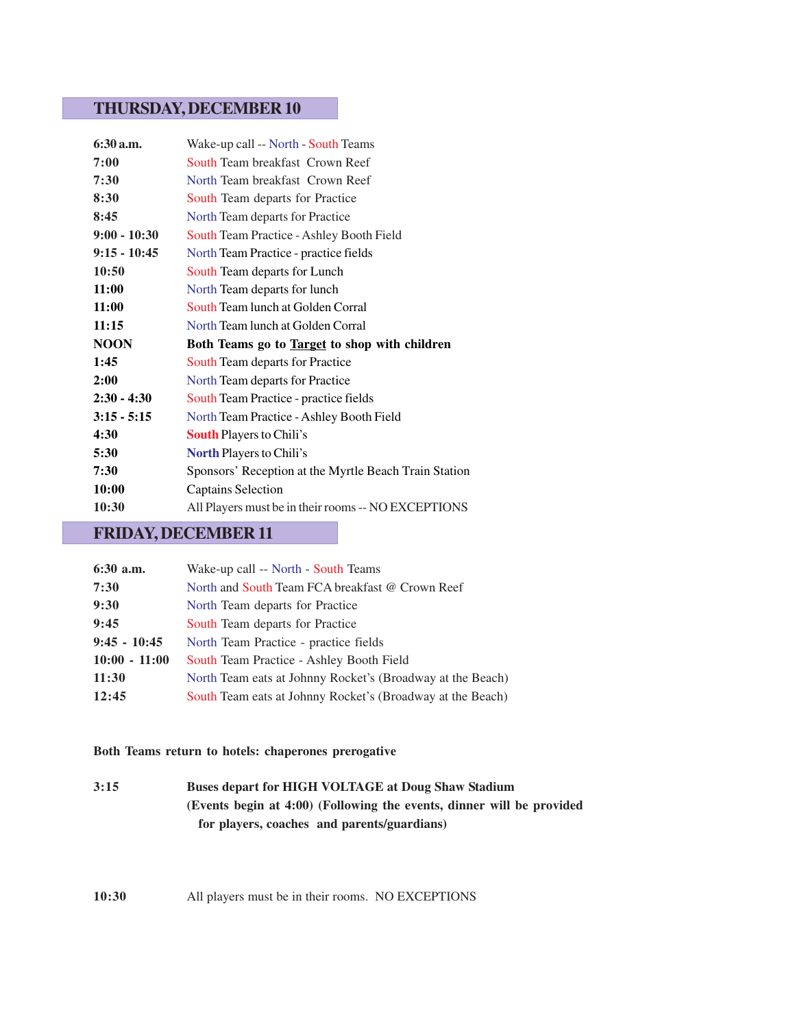## THURSDAY, DECEMBER 10

| | |
|---|---|
| **6:30 a.m.** | Wake-up call -- North - South Teams |
| **7:00** | South Team breakfast  Crown Reef |
| **7:30** | North Team breakfast  Crown Reef |
| **8:30** | South Team departs for Practice |
| **8:45** | North Team departs for Practice |
| **9:00 - 10:30** | South Team Practice - Ashley Booth Field |
| **9:15 - 10:45** | North Team Practice - practice fields |
| **10:50** | South Team departs for Lunch |
| **11:00** | North Team departs for lunch |
| **11:00** | South Team lunch at Golden Corral |
| **11:15** | North Team lunch at Golden Corral |
| **NOON** | **Both Teams go to Target to shop with children** |
| **1:45** | South Team departs for Practice |
| **2:00** | North Team departs for Practice |
| **2:30 - 4:30** | South Team Practice - practice fields |
| **3:15 - 5:15** | North Team Practice - Ashley Booth Field |
| **4:30** | **South** Players to Chili's |
| **5:30** | **North** Players to Chili's |
| **7:30** | Sponsors' Reception at the Myrtle Beach Train Station |
| **10:00** | Captains Selection |
| **10:30** | All Players must be in their rooms -- NO EXCEPTIONS |

## FRIDAY, DECEMBER 11

| | |
|---|---|
| **6:30 a.m.** | Wake-up call -- North - South Teams |
| **7:30** | North and South Team FCA breakfast @ Crown Reef |
| **9:30** | North Team departs for Practice |
| **9:45** | South Team departs for Practice |
| **9:45 - 10:45** | North Team Practice - practice fields |
| **10:00 - 11:00** | South Team Practice - Ashley Booth Field |
| **11:30** | North Team eats at Johnny Rocket's (Broadway at the Beach) |
| **12:45** | South Team eats at Johnny Rocket's (Broadway at the Beach) |

**Both Teams return to hotels: chaperones prerogative**

| | |
|---|---|
| **3:15** | **Buses depart for HIGH VOLTAGE at Doug Shaw Stadium (Events begin at 4:00) (Following the events, dinner will be provided for players, coaches and parents/guardians)** |
| **10:30** | All players must be in their rooms. NO EXCEPTIONS |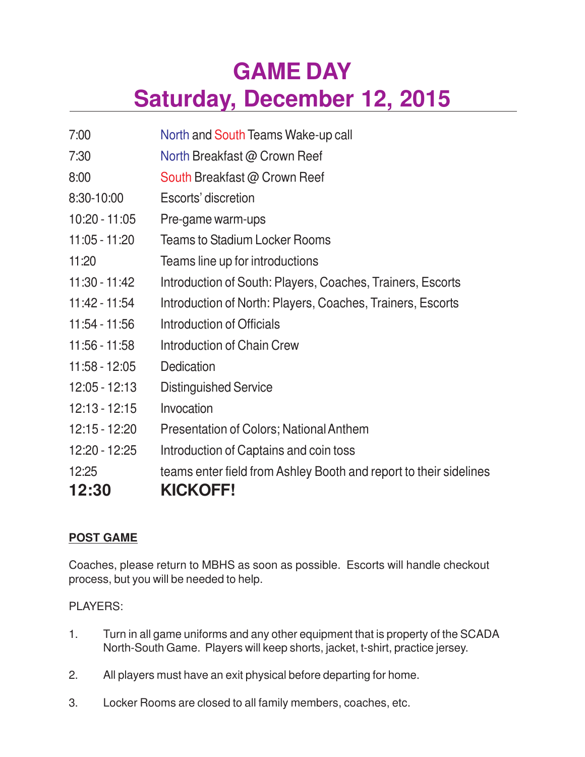# GAME DAY
# Saturday, December 12, 2015

| | |
|---|---|
| 7:00 | North and South Teams Wake-up call |
| 7:30 | North Breakfast @ Crown Reef |
| 8:00 | South Breakfast @ Crown Reef |
| 8:30-10:00 | Escorts' discretion |
| 10:20 - 11:05 | Pre-game warm-ups |
| 11:05 - 11:20 | Teams to Stadium Locker Rooms |
| 11:20 | Teams line up for introductions |
| 11:30 - 11:42 | Introduction of South: Players, Coaches, Trainers, Escorts |
| 11:42 - 11:54 | Introduction of North: Players, Coaches, Trainers, Escorts |
| 11:54 - 11:56 | Introduction of Officials |
| 11:56 - 11:58 | Introduction of Chain Crew |
| 11:58 - 12:05 | Dedication |
| 12:05 - 12:13 | Distinguished Service |
| 12:13 - 12:15 | Invocation |
| 12:15 - 12:20 | Presentation of Colors; National Anthem |
| 12:20 - 12:25 | Introduction of Captains and coin toss |
| 12:25 | teams enter field from Ashley Booth and report to their sidelines |
| **12:30** | **KICKOFF!** |

**POST GAME**

Coaches, please return to MBHS as soon as possible. Escorts will handle checkout process, but you will be needed to help.

PLAYERS:

1. Turn in all game uniforms and any other equipment that is property of the SCADA North-South Game. Players will keep shorts, jacket, t-shirt, practice jersey.

2. All players must have an exit physical before departing for home.

3. Locker Rooms are closed to all family members, coaches, etc.